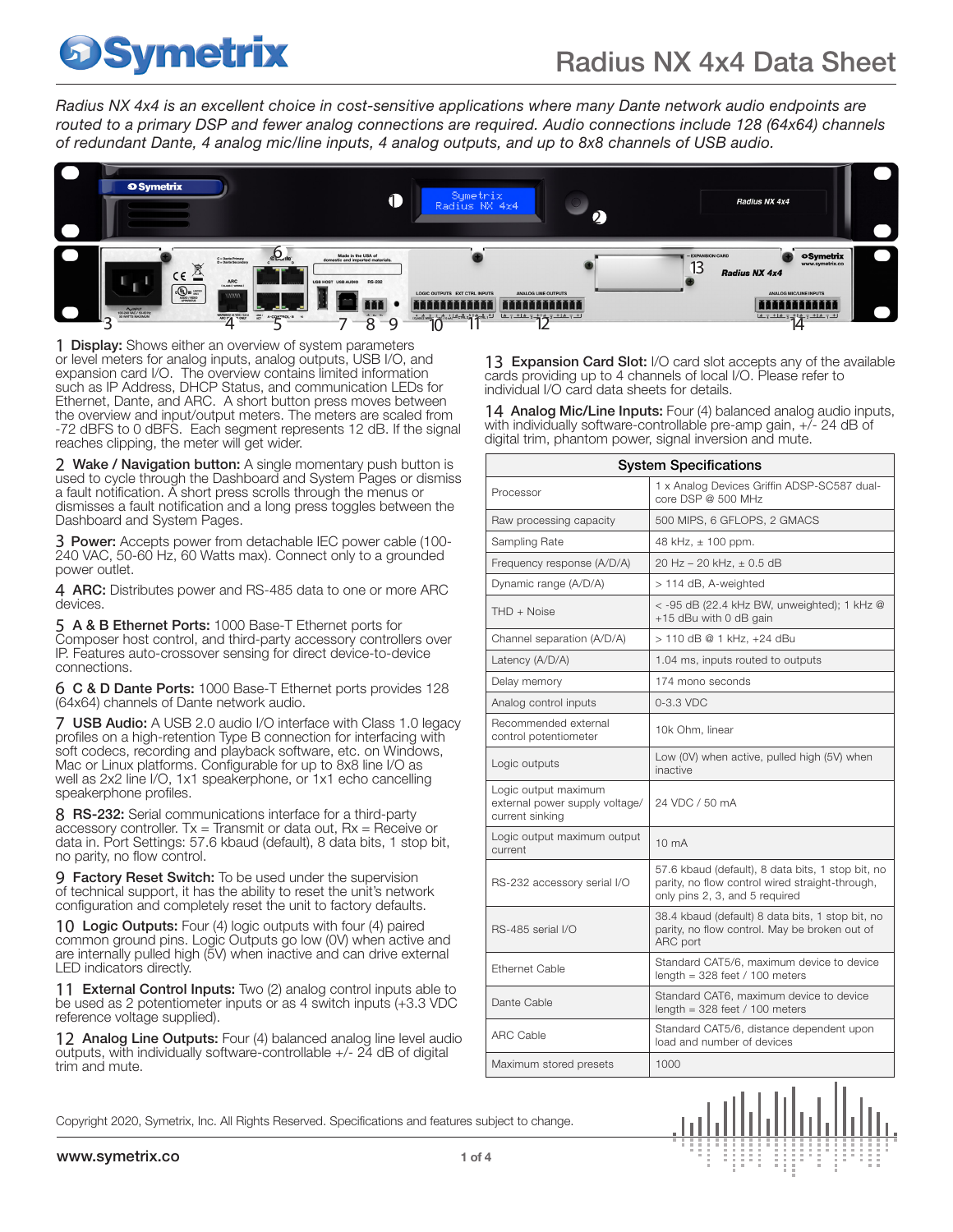# Radius NX 4x4 Data Sheet

*Radius NX 4x4 is an excellent choice in cost-sensitive applications where many Dante network audio endpoints are routed to a primary DSP and fewer analog connections are required. Audio connections include 128 (64x64) channels of redundant Dante, 4 analog mic/line inputs, 4 analog outputs, and up to 8x8 channels of USB audio.*

1 **Display:** Shows either an overview of system parameters or level meters for analog inputs, analog outputs, USB I/O, and expansion card I/O. The overview contains limited information such as IP Address, DHCP Status, and communication LEDs for Ethernet, Dante, and ARC. A short button press moves between the overview and input/output meters. The meters are scaled from -72 dBFS to 0 dBFS. Each segment represents 12 dB. If the signal reaches clipping, the meter will get wider.

2 **Wake / Navigation button:** A single momentary push button is used to cycle through the Dashboard and System Pages or dismiss a fault notification. A short press scrolls through the menus or dismisses a fault notification and a long press toggles between the Dashboard and System Pages.

3 **Power:** Accepts power from detachable IEC power cable (100-240 VAC, 50-60 Hz, 60 Watts max). Connect only to a grounded power outlet.

4 **ARC:** Distributes power and RS-485 data to one or more ARC devices.

5 **A & B Ethernet Ports:** 1000 Base-T Ethernet ports for Composer host control, and third-party accessory controllers over IP. Features auto-crossover sensing for direct device-to-device connections.

6 **C & D Dante Ports:** 1000 Base-T Ethernet ports provides 128 (64x64) channels of Dante network audio.

7 **USB Audio:** A USB 2.0 audio I/O interface with Class 1.0 legacy profiles on a high-retention Type B connection for interfacing with soft codecs, recording and playback software, etc. on Windows, Mac or Linux platforms. Configurable for up to 8x8 line I/O as well as 2x2 line I/O, 1x1 speakerphone, or 1x1 echo cancelling speakerphone profiles.

8 **RS-232:** Serial communications interface for a third-party accessory controller. Tx = Transmit or data out, Rx = Receive or data in. Port Settings: 57.6 kbaud (default), 8 data bits, 1 stop bit, no parity, no flow control.

9 **Factory Reset Switch:** To be used under the supervision of technical support, it has the ability to reset the unit's network configuration and completely reset the unit to factory defaults.

10 **Logic Outputs:** Four (4) logic outputs with four (4) paired common ground pins. Logic Outputs go low (0V) when active and are internally pulled high (5V) when inactive and can drive external LED indicators directly.

11 **External Control Inputs:** Two (2) analog control inputs able to be used as 2 potentiometer inputs or as 4 switch inputs (+3.3 VDC reference voltage supplied).

12 **Analog Line Outputs:** Four (4) balanced analog line level audio outputs, with individually software-controllable +/- 24 dB of digital trim and mute.

13 **Expansion Card Slot:** I/O card slot accepts any of the available cards providing up to 4 channels of local I/O. Please refer to individual I/O card data sheets for details.

14 **Analog Mic/Line Inputs:** Four (4) balanced analog audio inputs, with individually software-controllable pre-amp gain, +/- 24 dB of digital trim, phantom power, signal inversion and mute.

| System Specifications | |
|---|---|
| Processor | 1 x Analog Devices Griffin ADSP-SC587 dual-core DSP @ 500 MHz |
| Raw processing capacity | 500 MIPS, 6 GFLOPS, 2 GMACS |
| Sampling Rate | 48 kHz, ± 100 ppm. |
| Frequency response (A/D/A) | 20 Hz – 20 kHz, ± 0.5 dB |
| Dynamic range (A/D/A) | > 114 dB, A-weighted |
| THD + Noise | < -95 dB (22.4 kHz BW, unweighted); 1 kHz @ +15 dBu with 0 dB gain |
| Channel separation (A/D/A) | > 110 dB @ 1 kHz, +24 dBu |
| Latency (A/D/A) | 1.04 ms, inputs routed to outputs |
| Delay memory | 174 mono seconds |
| Analog control inputs | 0-3.3 VDC |
| Recommended external control potentiometer | 10k Ohm, linear |
| Logic outputs | Low (0V) when active, pulled high (5V) when inactive |
| Logic output maximum external power supply voltage/ current sinking | 24 VDC / 50 mA |
| Logic output maximum output current | 10 mA |
| RS-232 accessory serial I/O | 57.6 kbaud (default), 8 data bits, 1 stop bit, no parity, no flow control wired straight-through, only pins 2, 3, and 5 required |
| RS-485 serial I/O | 38.4 kbaud (default) 8 data bits, 1 stop bit, no parity, no flow control. May be broken out of ARC port |
| Ethernet Cable | Standard CAT5/6, maximum device to device length = 328 feet / 100 meters |
| Dante Cable | Standard CAT6, maximum device to device length = 328 feet / 100 meters |
| ARC Cable | Standard CAT5/6, distance dependent upon load and number of devices |
| Maximum stored presets | 1000 |

Copyright 2020, Symetrix, Inc. All Rights Reserved. Specifications and features subject to change.

www.symetrix.co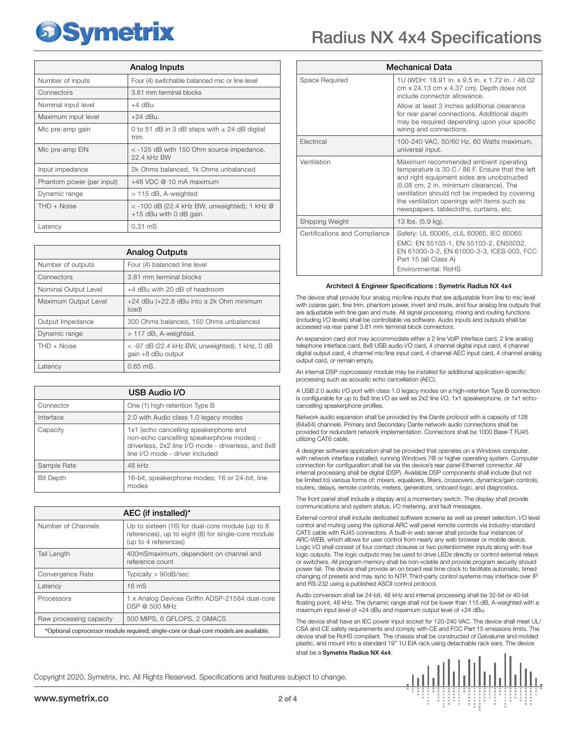# Radius NX 4x4 Specifications

| Analog Inputs | |
|---|---|
| Number of inputs | Four (4) switchable balanced mic or line level |
| Connectors | 3.81 mm terminal blocks |
| Nominal input level | +4 dBu |
| Maximum input level | +24 dBu. |
| Mic pre-amp gain | 0 to 51 dB in 3 dB steps with ± 24 dB digital trim |
| Mic pre-amp EIN | < -125 dB with 150 Ohm source impedance, 22.4 kHz BW |
| Input impedance | 2k Ohms balanced, 1k Ohms unbalanced |
| Phantom power (per input) | +48 VDC @ 10 mA maximum |
| Dynamic range | > 115 dB, A-weighted |
| THD + Noise | < -100 dB (22.4 kHz BW, unweighted); 1 kHz @ +15 dBu with 0 dB gain. |
| Latency | 0.31 mS |

| Analog Outputs | |
|---|---|
| Number of outputs | Four (4) balanced line level |
| Connectors | 3.81 mm terminal blocks |
| Nominal Output Level | +4 dBu with 20 dB of headroom |
| Maximum Output Level | +24 dBu (+22.8 dBu into a 2k Ohm minimum load) |
| Output Impedance | 300 Ohms balanced, 150 Ohms unbalanced |
| Dynamic range | > 117 dB, A-weighted. |
| THD + Noise | < -97 dB (22.4 kHz BW, unweighted); 1 kHz, 0 dB gain +8 dBu output |
| Latency | 0.65 mS. |

| USB Audio I/O | |
|---|---|
| Connector | One (1) high-retention Type B |
| Interface | 2.0 with Audio class 1.0 legacy modes |
| Capacity | 1x1 (echo cancelling speakerphone and non-echo cancelling speakerphone modes) - driverless, 2x2 line I/O mode - driverless, and 8x8 line I/O mode - driver included |
| Sample Rate | 48 kHz |
| Bit Depth | 16-bit, speakerphone modes; 16 or 24-bit, line modes |

| AEC (if installed)* | |
|---|---|
| Number of Channels | Up to sixteen (16) for dual-core module (up to 8 references), up to eight (8) for single-core module (up to 4 references) |
| Tail Length | 400mSmaximum, dependent on channel and reference count |
| Convergence Rate | Typically > 90dB/sec |
| Latency | 16 mS |
| Processors | 1 x Analog Devices Griffin ADSP-21584 dual-core DSP @ 500 MHz |
| Raw processing capacity | 500 MIPS, 6 GFLOPS, 2 GMACS |
| *Optional coprocessor module required, single-core or dual-core models are available. | |

| Mechanical Data | |
|---|---|
| Space Required | 1U (WDH: 18.91 in. x 9.5 in. x 1.72 in. / 48.02 cm x 24.13 cm x 4.37 cm). Depth does not include connector allowance. Allow at least 3 inches additional clearance for rear panel connections. Additional depth may be required depending upon your specific wiring and connections. |
| Electrical | 100-240 VAC, 50/60 Hz, 60 Watts maximum, universal input. |
| Ventilation | Maximum recommended ambient operating temperature is 30 C / 86 F. Ensure that the left and right equipment sides are unobstructed (5.08 cm, 2 in. minimum clearance). The ventilation should not be impeded by covering the ventilation openings with items such as newspapers, tablecloths, curtains, etc. |
| Shipping Weight | 13 lbs. (5.9 kg). |
| Certifications and Compliance | Safety: UL 60065, cUL 60065, IEC 60065<br>EMC: EN 55103-1, EN 55103-2, EN55032, EN 61000-3-2, EN 61000-3-3, ICES-003, FCC Part 15 (all Class A)<br>Environmental: RoHS |

## Architect & Engineer Specifications : Symetrix Radius NX 4x4

The device shall provide four analog mic/line inputs that are adjustable from line to mic level with coarse gain, fine trim, phantom power, invert and mute, and four analog line outputs that are adjustable with fine gain and mute. All signal processing, mixing and routing functions (including I/O levels) shall be controllable via software. Audio inputs and outputs shall be accessed via rear panel 3.81 mm terminal block connectors.

An expansion card slot may accommodate either a 2 line VoIP interface card, 2 line analog telephone interface card, 8x8 USB audio I/O card, 4 channel digital input card, 4 channel digital output card, 4 channel mic/line input card, 4 channel AEC input card, 4 channel analog output card, or remain empty.

An internal DSP coprocessor module may be installed for additional application-specific processing such as acoustic echo cancellation (AEC).

A USB 2.0 audio I/O port with class 1.0 legacy modes on a high-retention Type B connection is configurable for up to 8x8 line I/O as well as 2x2 line I/O, 1x1 speakerphone, or 1x1 echo-cancelling speakerphone profiles.

Network audio expansion shall be provided by the Dante protocol with a capacity of 128 (64x64) channels. Primary and Secondary Dante network audio connections shall be provided for redundant network implementation. Connectors shall be 1000 Base-T RJ45 utilizing CAT6 cable.

A designer software application shall be provided that operates on a Windows computer, with network interface installed, running Windows 7® or higher operating system. Computer connection for configuration shall be via the device's rear panel Ethernet connector. All internal processing shall be digital (DSP). Available DSP components shall include (but not be limited to) various forms of: mixers, equalizers, filters, crossovers, dynamics/gain controls, routers, delays, remote controls, meters, generators, onboard logic, and diagnostics.

The front panel shall include a display and a momentary switch. The display shall provide communications and system status, I/O metering, and fault messages.

External control shall include dedicated software screens as well as preset selection, I/O level control and muting using the optional ARC wall panel remote controls via industry-standard CAT5 cable with RJ45 connectors. A built-in web server shall provide four instances of ARC-WEB, which allows for user control from nearly any web browser or mobile device. Logic I/O shall consist of four contact closures or two potentiometer inputs along with four logic outputs. The logic outputs may be used to drive LEDs directly or control external relays or switchers. All program memory shall be non-volatile and provide program security should power fail. The device shall provide an on board real time clock to facilitate automatic, timed changing of presets and may sync to NTP. Third-party control systems may interface over IP and RS-232 using a published ASCII control protocol.

Audio conversion shall be 24-bit, 48 kHz and internal processing shall be 32-bit or 40-bit floating point, 48 kHz. The dynamic range shall not be lower than 115 dB, A-weighted with a maximum input level of +24 dBu and maximum output level of +24 dBu.

The device shall have an IEC power input socket for 120-240 VAC. The device shall meet UL/CSA and CE safety requirements and comply with CE and FCC Part 15 emissions limits. The device shall be RoHS compliant. The chassis shall be constructed of Galvalume and molded plastic, and mount into a standard 19" 1U EIA rack using detachable rack ears. The device shall be a **Symetrix Radius NX 4x4**.

Copyright 2020, Symetrix, Inc. All Rights Reserved. Specifications and features subject to change.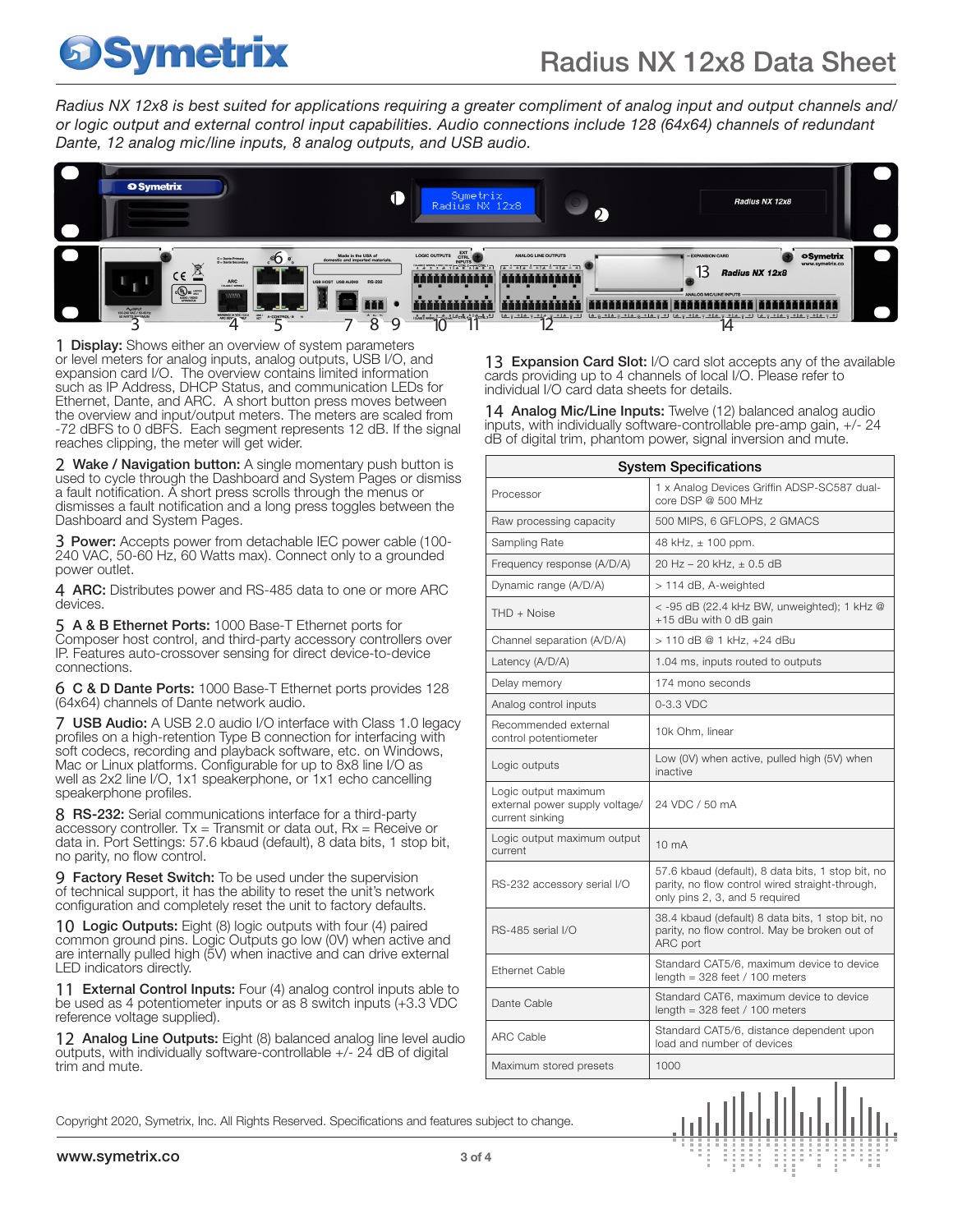# Radius NX 12x8 Data Sheet

*Radius NX 12x8 is best suited for applications requiring a greater compliment of analog input and output channels and/or logic output and external control input capabilities. Audio connections include 128 (64x64) channels of redundant Dante, 12 analog mic/line inputs, 8 analog outputs, and USB audio.*

1 **Display:** Shows either an overview of system parameters or level meters for analog inputs, analog outputs, USB I/O, and expansion card I/O. The overview contains limited information such as IP Address, DHCP Status, and communication LEDs for Ethernet, Dante, and ARC. A short button press moves between the overview and input/output meters. The meters are scaled from -72 dBFS to 0 dBFS. Each segment represents 12 dB. If the signal reaches clipping, the meter will get wider.

2 **Wake / Navigation button:** A single momentary push button is used to cycle through the Dashboard and System Pages or dismiss a fault notification. A short press scrolls through the menus or dismisses a fault notification and a long press toggles between the Dashboard and System Pages.

3 **Power:** Accepts power from detachable IEC power cable (100-240 VAC, 50-60 Hz, 60 Watts max). Connect only to a grounded power outlet.

4 **ARC:** Distributes power and RS-485 data to one or more ARC devices.

5 **A & B Ethernet Ports:** 1000 Base-T Ethernet ports for Composer host control, and third-party accessory controllers over IP. Features auto-crossover sensing for direct device-to-device connections.

6 **C & D Dante Ports:** 1000 Base-T Ethernet ports provides 128 (64x64) channels of Dante network audio.

7 **USB Audio:** A USB 2.0 audio I/O interface with Class 1.0 legacy profiles on a high-retention Type B connection for interfacing with soft codecs, recording and playback software, etc. on Windows, Mac or Linux platforms. Configurable for up to 8x8 line I/O as well as 2x2 line I/O, 1x1 speakerphone, or 1x1 echo cancelling speakerphone profiles.

8 **RS-232:** Serial communications interface for a third-party accessory controller. Tx = Transmit or data out, Rx = Receive or data in. Port Settings: 57.6 kbaud (default), 8 data bits, 1 stop bit, no parity, no flow control.

9 **Factory Reset Switch:** To be used under the supervision of technical support, it has the ability to reset the unit's network configuration and completely reset the unit to factory defaults.

10 **Logic Outputs:** Eight (8) logic outputs with four (4) paired common ground pins. Logic Outputs go low (0V) when active and are internally pulled high (5V) when inactive and can drive external LED indicators directly.

11 **External Control Inputs:** Four (4) analog control inputs able to be used as 4 potentiometer inputs or as 8 switch inputs (+3.3 VDC reference voltage supplied).

12 **Analog Line Outputs:** Eight (8) balanced analog line level audio outputs, with individually software-controllable +/- 24 dB of digital trim and mute.

13 **Expansion Card Slot:** I/O card slot accepts any of the available cards providing up to 4 channels of local I/O. Please refer to individual I/O card data sheets for details.

14 **Analog Mic/Line Inputs:** Twelve (12) balanced analog audio inputs, with individually software-controllable pre-amp gain, +/- 24 dB of digital trim, phantom power, signal inversion and mute.

| System Specifications | |
|---|---|
| Processor | 1 x Analog Devices Griffin ADSP-SC587 dual-core DSP @ 500 MHz |
| Raw processing capacity | 500 MIPS, 6 GFLOPS, 2 GMACS |
| Sampling Rate | 48 kHz, ± 100 ppm. |
| Frequency response (A/D/A) | 20 Hz – 20 kHz, ± 0.5 dB |
| Dynamic range (A/D/A) | > 114 dB, A-weighted |
| THD + Noise | < -95 dB (22.4 kHz BW, unweighted); 1 kHz @ +15 dBu with 0 dB gain |
| Channel separation (A/D/A) | > 110 dB @ 1 kHz, +24 dBu |
| Latency (A/D/A) | 1.04 ms, inputs routed to outputs |
| Delay memory | 174 mono seconds |
| Analog control inputs | 0-3.3 VDC |
| Recommended external control potentiometer | 10k Ohm, linear |
| Logic outputs | Low (0V) when active, pulled high (5V) when inactive |
| Logic output maximum external power supply voltage/current sinking | 24 VDC / 50 mA |
| Logic output maximum output current | 10 mA |
| RS-232 accessory serial I/O | 57.6 kbaud (default), 8 data bits, 1 stop bit, no parity, no flow control wired straight-through, only pins 2, 3, and 5 required |
| RS-485 serial I/O | 38.4 kbaud (default) 8 data bits, 1 stop bit, no parity, no flow control. May be broken out of ARC port |
| Ethernet Cable | Standard CAT5/6, maximum device to device length = 328 feet / 100 meters |
| Dante Cable | Standard CAT6, maximum device to device length = 328 feet / 100 meters |
| ARC Cable | Standard CAT5/6, distance dependent upon load and number of devices |
| Maximum stored presets | 1000 |

Copyright 2020, Symetrix, Inc. All Rights Reserved. Specifications and features subject to change.

www.symetrix.co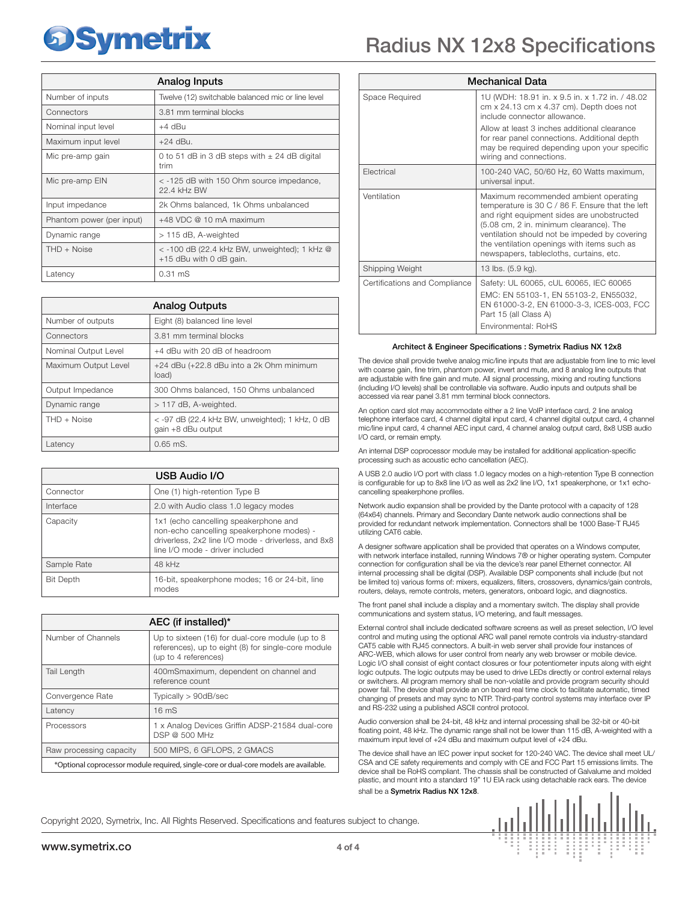# Radius NX 12x8 Specifications

| Analog Inputs | |
|---|---|
| Number of inputs | Twelve (12) switchable balanced mic or line level |
| Connectors | 3.81 mm terminal blocks |
| Nominal input level | +4 dBu |
| Maximum input level | +24 dBu. |
| Mic pre-amp gain | 0 to 51 dB in 3 dB steps with ± 24 dB digital trim |
| Mic pre-amp EIN | < -125 dB with 150 Ohm source impedance, 22.4 kHz BW |
| Input impedance | 2k Ohms balanced, 1k Ohms unbalanced |
| Phantom power (per input) | +48 VDC @ 10 mA maximum |
| Dynamic range | > 115 dB, A-weighted |
| THD + Noise | < -100 dB (22.4 kHz BW, unweighted); 1 kHz @ +15 dBu with 0 dB gain. |
| Latency | 0.31 mS |

| Analog Outputs | |
|---|---|
| Number of outputs | Eight (8) balanced line level |
| Connectors | 3.81 mm terminal blocks |
| Nominal Output Level | +4 dBu with 20 dB of headroom |
| Maximum Output Level | +24 dBu (+22.8 dBu into a 2k Ohm minimum load) |
| Output Impedance | 300 Ohms balanced, 150 Ohms unbalanced |
| Dynamic range | > 117 dB, A-weighted. |
| THD + Noise | < -97 dB (22.4 kHz BW, unweighted); 1 kHz, 0 dB gain +8 dBu output |
| Latency | 0.65 mS. |

| USB Audio I/O | |
|---|---|
| Connector | One (1) high-retention Type B |
| Interface | 2.0 with Audio class 1.0 legacy modes |
| Capacity | 1x1 (echo cancelling speakerphone and non-echo cancelling speakerphone modes) - driverless, 2x2 line I/O mode - driverless, and 8x8 line I/O mode - driver included |
| Sample Rate | 48 kHz |
| Bit Depth | 16-bit, speakerphone modes; 16 or 24-bit, line modes |

| AEC (if installed)* | |
|---|---|
| Number of Channels | Up to sixteen (16) for dual-core module (up to 8 references), up to eight (8) for single-core module (up to 4 references) |
| Tail Length | 400mSmaximum, dependent on channel and reference count |
| Convergence Rate | Typically > 90dB/sec |
| Latency | 16 mS |
| Processors | 1 x Analog Devices Griffin ADSP-21584 dual-core DSP @ 500 MHz |
| Raw processing capacity | 500 MIPS, 6 GFLOPS, 2 GMACS |

*Optional coprocessor module required, single-core or dual-core models are available.

| Mechanical Data | |
|---|---|
| Space Required | 1U (WDH: 18.91 in. x 9.5 in. x 1.72 in. / 48.02 cm x 24.13 cm x 4.37 cm). Depth does not include connector allowance. Allow at least 3 inches additional clearance for rear panel connections. Additional depth may be required depending upon your specific wiring and connections. |
| Electrical | 100-240 VAC, 50/60 Hz, 60 Watts maximum, universal input. |
| Ventilation | Maximum recommended ambient operating temperature is 30 C / 86 F. Ensure that the left and right equipment sides are unobstructed (5.08 cm, 2 in. minimum clearance). The ventilation should not be impeded by covering the ventilation openings with items such as newspapers, tablecloths, curtains, etc. |
| Shipping Weight | 13 lbs. (5.9 kg). |
| Certifications and Compliance | Safety: UL 60065, cUL 60065, IEC 60065<br>EMC: EN 55103-1, EN 55103-2, EN55032, EN 61000-3-2, EN 61000-3-3, ICES-003, FCC Part 15 (all Class A)<br>Environmental: RoHS |

**Architect & Engineer Specifications : Symetrix Radius NX 12x8**

The device shall provide twelve analog mic/line inputs that are adjustable from line to mic level with coarse gain, fine trim, phantom power, invert and mute, and 8 analog line outputs that are adjustable with fine gain and mute. All signal processing, mixing and routing functions (including I/O levels) shall be controllable via software. Audio inputs and outputs shall be accessed via rear panel 3.81 mm terminal block connectors.

An option card slot may accommodate either a 2 line VoIP interface card, 2 line analog telephone interface card, 4 channel digital input card, 4 channel digital output card, 4 channel mic/line input card, 4 channel AEC input card, 4 channel analog output card, 8x8 USB audio I/O card, or remain empty.

An internal DSP coprocessor module may be installed for additional application-specific processing such as acoustic echo cancellation (AEC).

A USB 2.0 audio I/O port with class 1.0 legacy modes on a high-retention Type B connection is configurable for up to 8x8 line I/O as well as 2x2 line I/O, 1x1 speakerphone, or 1x1 echo-cancelling speakerphone profiles.

Network audio expansion shall be provided by the Dante protocol with a capacity of 128 (64x64) channels. Primary and Secondary Dante network audio connections shall be provided for redundant network implementation. Connectors shall be 1000 Base-T RJ45 utilizing CAT6 cable.

A designer software application shall be provided that operates on a Windows computer, with network interface installed, running Windows 7® or higher operating system. Computer connection for configuration shall be via the device's rear panel Ethernet connector. All internal processing shall be digital (DSP). Available DSP components shall include (but not be limited to) various forms of: mixers, equalizers, filters, crossovers, dynamics/gain controls, routers, delays, remote controls, meters, generators, onboard logic, and diagnostics.

The front panel shall include a display and a momentary switch. The display shall provide communications and system status, I/O metering, and fault messages.

External control shall include dedicated software screens as well as preset selection, I/O level control and muting using the optional ARC wall panel remote controls via industry-standard CAT5 cable with RJ45 connectors. A built-in web server shall provide four instances of ARC-WEB, which allows for user control from nearly any web browser or mobile device. Logic I/O shall consist of eight contact closures or four potentiometer inputs along with eight logic outputs. The logic outputs may be used to drive LEDs directly or control external relays or switchers. All program memory shall be non-volatile and provide program security should power fail. The device shall provide an on board real time clock to facilitate automatic, time changing of presets and may sync to NTP. Third-party control systems may interface over IP and RS-232 using a published ASCII control protocol.

Audio conversion shall be 24-bit, 48 kHz and internal processing shall be 32-bit or 40-bit floating point, 48 kHz. The dynamic range shall not be lower than 115 dB, A-weighted with a maximum input level of +24 dBu and maximum output level of +24 dBu.

The device shall have an IEC power input socket for 120-240 VAC. The device shall meet UL/CSA and CE safety requirements and comply with CE and FCC Part 15 emissions limits. The device shall be RoHS compliant. The chassis shall be constructed of Galvalume and molded plastic, and mount into a standard 19" 1U EIA rack using detachable rack ears. The device shall be a **Symetrix Radius NX 12x8**.

Copyright 2020, Symetrix, Inc. All Rights Reserved. Specifications and features subject to change.

www.symetrix.co